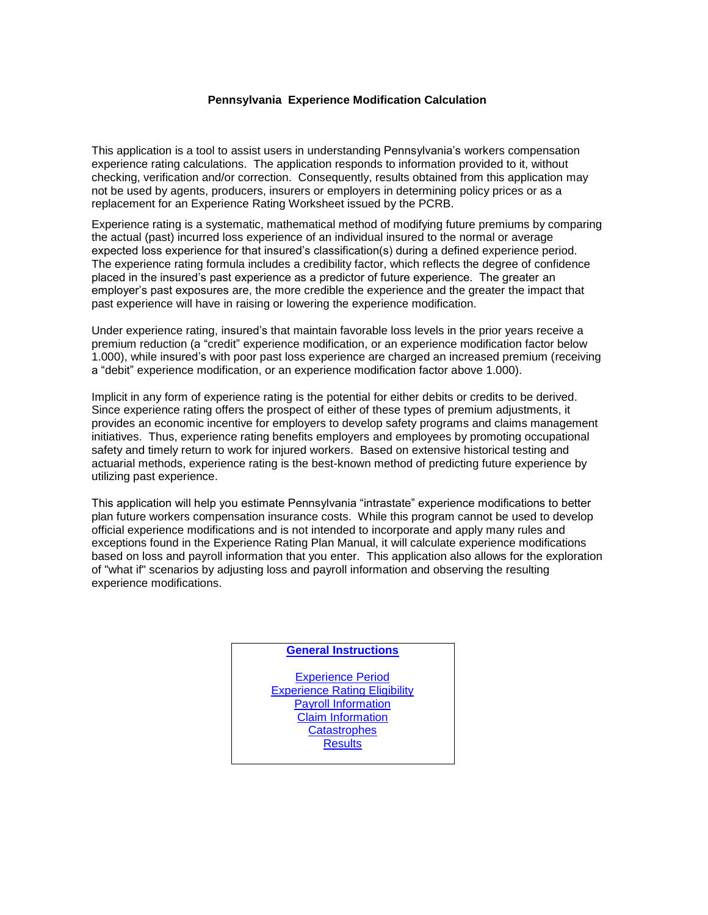# Pennsylvania Experience Modification Calculation

This application is a tool to assist users in understanding Pennsylvania's workers compensation experience rating calculations. The application responds to information provided to it, without checking, verification and/or correction. Consequently, results obtained from this application may not be used by agents, producers, insurers or employers in determining policy prices or as a replacement for an Experience Rating Worksheet issued by the PCRB.

Experience rating is a systematic, mathematical method of modifying future premiums by comparing the actual (past) incurred loss experience of an individual insured to the normal or average expected loss experience for that insured's classification(s) during a defined experience period. The experience rating formula includes a credibility factor, which reflects the degree of confidence placed in the insured's past experience as a predictor of future experience. The greater an employer's past exposures are, the more credible the experience and the greater the impact that past experience will have in raising or lowering the experience modification.

Under experience rating, insured's that maintain favorable loss levels in the prior years receive a premium reduction (a "credit" experience modification, or an experience modification factor below 1.000), while insured's with poor past loss experience are charged an increased premium (receiving a "debit" experience modification, or an experience modification factor above 1.000).

Implicit in any form of experience rating is the potential for either debits or credits to be derived. Since experience rating offers the prospect of either of these types of premium adjustments, it provides an economic incentive for employers to develop safety programs and claims management initiatives. Thus, experience rating benefits employers and employees by promoting occupational safety and timely return to work for injured workers. Based on extensive historical testing and actuarial methods, experience rating is the best-known method of predicting future experience by utilizing past experience.

This application will help you estimate Pennsylvania "intrastate" experience modifications to better plan future workers compensation insurance costs. While this program cannot be used to develop official experience modifications and is not intended to incorporate and apply many rules and exceptions found in the Experience Rating Plan Manual, it will calculate experience modifications based on loss and payroll information that you enter. This application also allows for the exploration of "what if" scenarios by adjusting loss and payroll information and observing the resulting experience modifications.

**General Instructions**

- Experience Period
- Experience Rating Eligibility
- Payroll Information
- Claim Information
- Catastrophes
- Results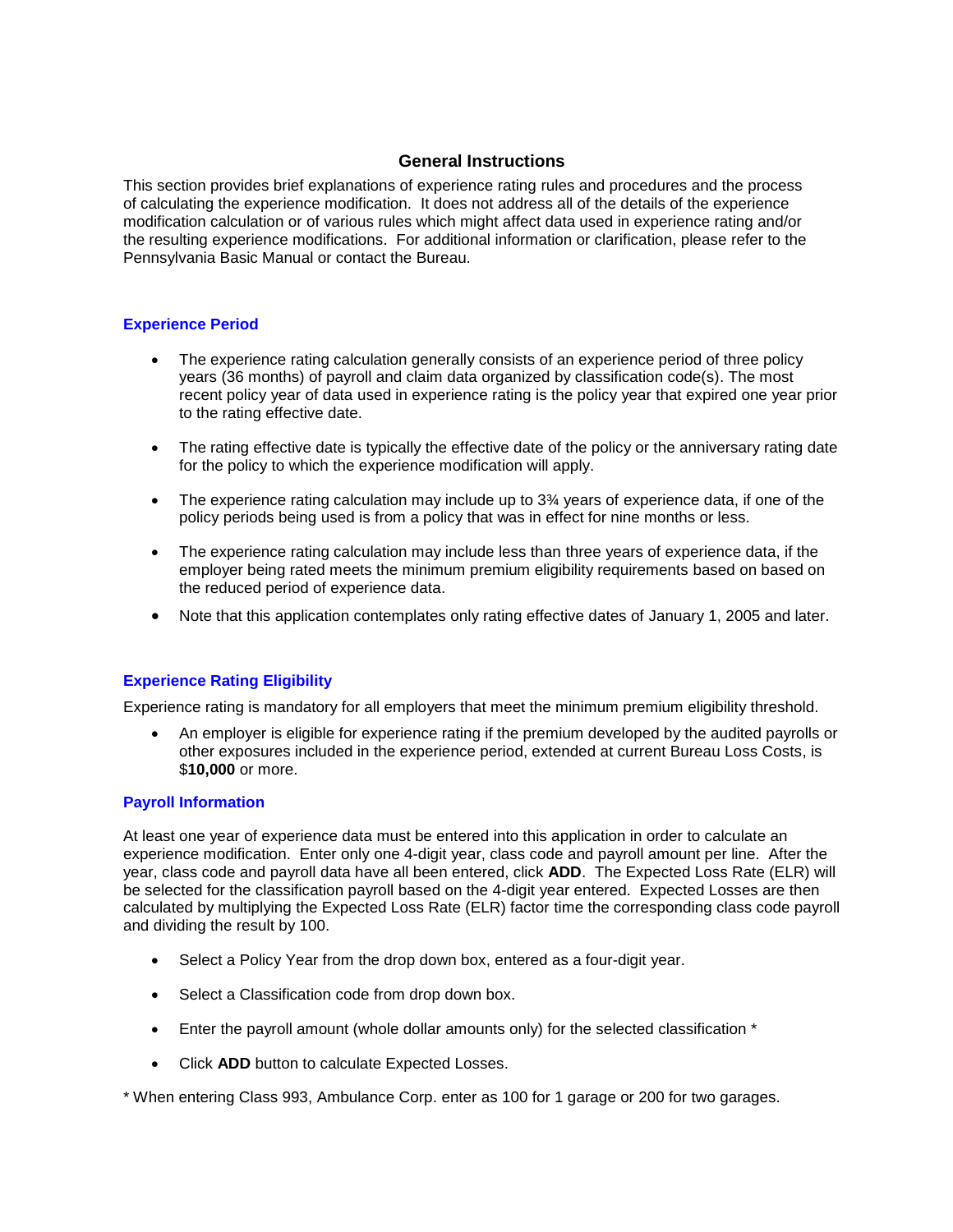## General Instructions

This section provides brief explanations of experience rating rules and procedures and the process of calculating the experience modification. It does not address all of the details of the experience modification calculation or of various rules which might affect data used in experience rating and/or the resulting experience modifications. For additional information or clarification, please refer to the Pennsylvania Basic Manual or contact the Bureau.

### Experience Period

- The experience rating calculation generally consists of an experience period of three policy years (36 months) of payroll and claim data organized by classification code(s). The most recent policy year of data used in experience rating is the policy year that expired one year prior to the rating effective date.
- The rating effective date is typically the effective date of the policy or the anniversary rating date for the policy to which the experience modification will apply.
- The experience rating calculation may include up to 3¾ years of experience data, if one of the policy periods being used is from a policy that was in effect for nine months or less.
- The experience rating calculation may include less than three years of experience data, if the employer being rated meets the minimum premium eligibility requirements based on based on the reduced period of experience data.
- Note that this application contemplates only rating effective dates of January 1, 2005 and later.

### Experience Rating Eligibility

Experience rating is mandatory for all employers that meet the minimum premium eligibility threshold.

- An employer is eligible for experience rating if the premium developed by the audited payrolls or other exposures included in the experience period, extended at current Bureau Loss Costs, is $**10,000** or more.

### Payroll Information

At least one year of experience data must be entered into this application in order to calculate an experience modification. Enter only one 4-digit year, class code and payroll amount per line. After the year, class code and payroll data have all been entered, click **ADD**. The Expected Loss Rate (ELR) will be selected for the classification payroll based on the 4-digit year entered. Expected Losses are then calculated by multiplying the Expected Loss Rate (ELR) factor time the corresponding class code payroll and dividing the result by 100.

- Select a Policy Year from the drop down box, entered as a four-digit year.
- Select a Classification code from drop down box.
- Enter the payroll amount (whole dollar amounts only) for the selected classification *
- Click **ADD** button to calculate Expected Losses.

* When entering Class 993, Ambulance Corp. enter as 100 for 1 garage or 200 for two garages.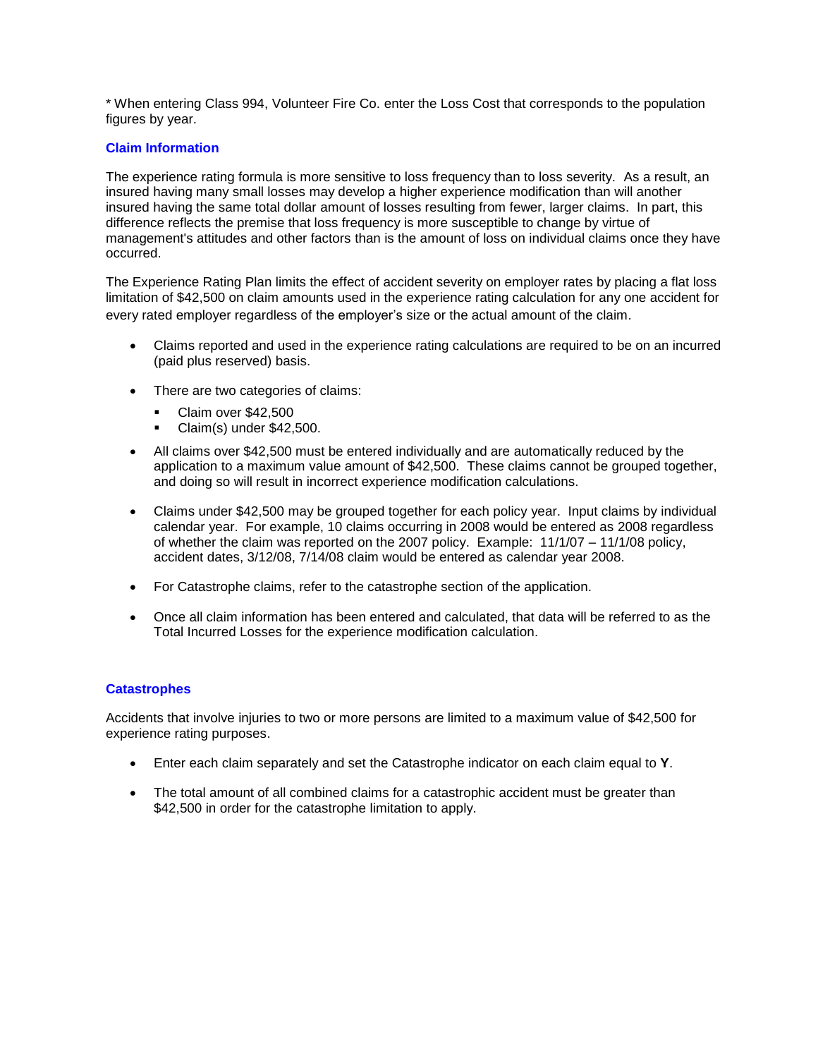* When entering Class 994, Volunteer Fire Co. enter the Loss Cost that corresponds to the population figures by year.

## Claim Information

The experience rating formula is more sensitive to loss frequency than to loss severity. As a result, an insured having many small losses may develop a higher experience modification than will another insured having the same total dollar amount of losses resulting from fewer, larger claims. In part, this difference reflects the premise that loss frequency is more susceptible to change by virtue of management's attitudes and other factors than is the amount of loss on individual claims once they have occurred.

The Experience Rating Plan limits the effect of accident severity on employer rates by placing a flat loss limitation of $42,500 on claim amounts used in the experience rating calculation for any one accident for every rated employer regardless of the employer's size or the actual amount of the claim.

- Claims reported and used in the experience rating calculations are required to be on an incurred (paid plus reserved) basis.
- There are two categories of claims:
  - Claim over $42,500
  - Claim(s) under $42,500.
- All claims over $42,500 must be entered individually and are automatically reduced by the application to a maximum value amount of $42,500. These claims cannot be grouped together, and doing so will result in incorrect experience modification calculations.
- Claims under $42,500 may be grouped together for each policy year. Input claims by individual calendar year. For example, 10 claims occurring in 2008 would be entered as 2008 regardless of whether the claim was reported on the 2007 policy. Example: 11/1/07 – 11/1/08 policy, accident dates, 3/12/08, 7/14/08 claim would be entered as calendar year 2008.
- For Catastrophe claims, refer to the catastrophe section of the application.
- Once all claim information has been entered and calculated, that data will be referred to as the Total Incurred Losses for the experience modification calculation.

## Catastrophes

Accidents that involve injuries to two or more persons are limited to a maximum value of $42,500 for experience rating purposes.

- Enter each claim separately and set the Catastrophe indicator on each claim equal to **Y**.
- The total amount of all combined claims for a catastrophic accident must be greater than $42,500 in order for the catastrophe limitation to apply.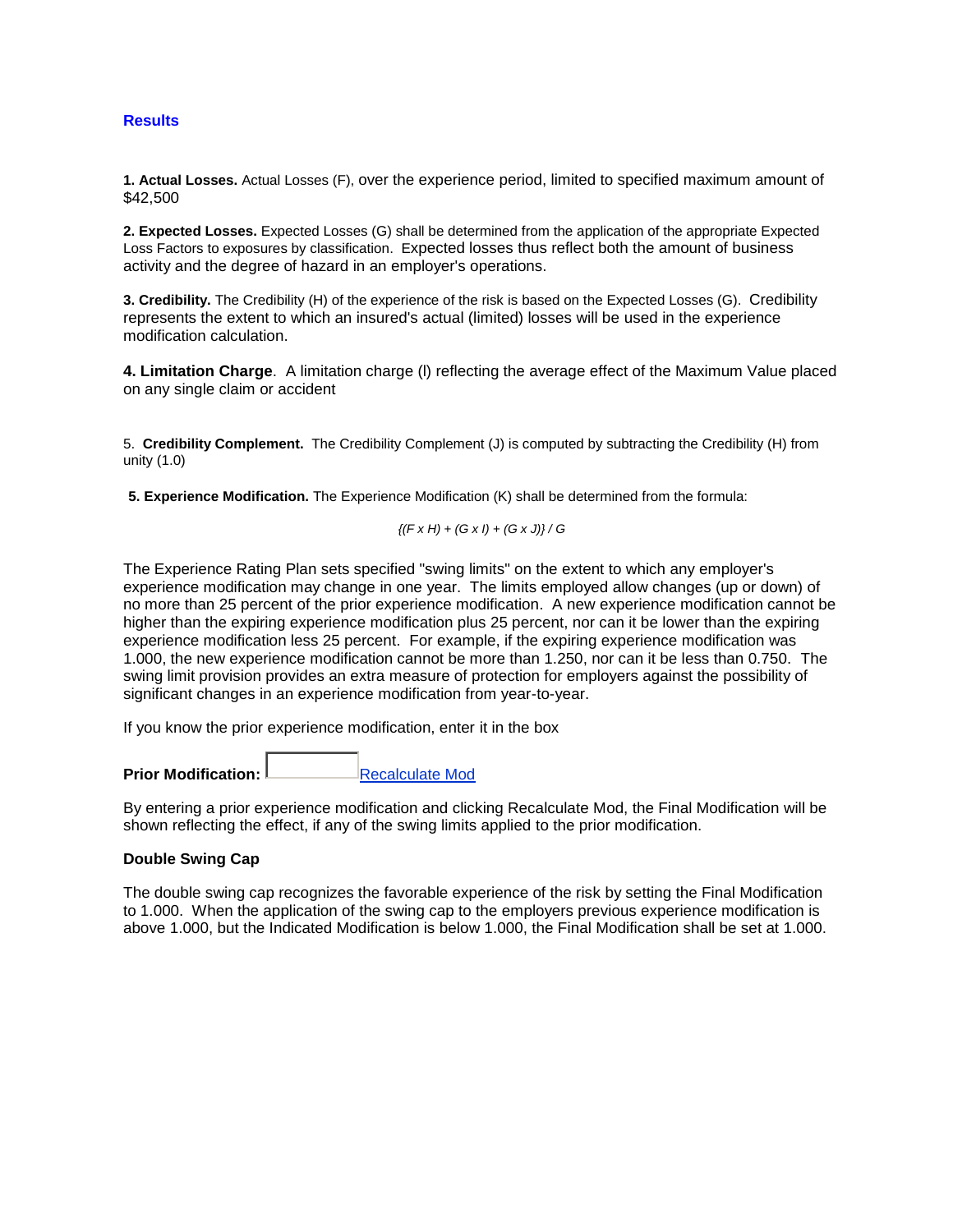## Results

**1. Actual Losses.** Actual Losses (F), over the experience period, limited to specified maximum amount of $42,500

**2. Expected Losses.** Expected Losses (G) shall be determined from the application of the appropriate Expected Loss Factors to exposures by classification. Expected losses thus reflect both the amount of business activity and the degree of hazard in an employer's operations.

**3. Credibility.** The Credibility (H) of the experience of the risk is based on the Expected Losses (G). Credibility represents the extent to which an insured's actual (limited) losses will be used in the experience modification calculation.

**4. Limitation Charge**. A limitation charge (I) reflecting the average effect of the Maximum Value placed on any single claim or accident

5. **Credibility Complement.** The Credibility Complement (J) is computed by subtracting the Credibility (H) from unity (1.0)

**5. Experience Modification.** The Experience Modification (K) shall be determined from the formula:

$$\{(F \times H) + (G \times I) + (G \times J)\} / G$$

The Experience Rating Plan sets specified "swing limits" on the extent to which any employer's experience modification may change in one year. The limits employed allow changes (up or down) of no more than 25 percent of the prior experience modification. A new experience modification cannot be higher than the expiring experience modification plus 25 percent, nor can it be lower than the expiring experience modification less 25 percent. For example, if the expiring experience modification was 1.000, the new experience modification cannot be more than 1.250, nor can it be less than 0.750. The swing limit provision provides an extra measure of protection for employers against the possibility of significant changes in an experience modification from year-to-year.

If you know the prior experience modification, enter it in the box

**Prior Modification:** Recalculate Mod

By entering a prior experience modification and clicking Recalculate Mod, the Final Modification will be shown reflecting the effect, if any of the swing limits applied to the prior modification.

**Double Swing Cap**

The double swing cap recognizes the favorable experience of the risk by setting the Final Modification to 1.000. When the application of the swing cap to the employers previous experience modification is above 1.000, but the Indicated Modification is below 1.000, the Final Modification shall be set at 1.000.